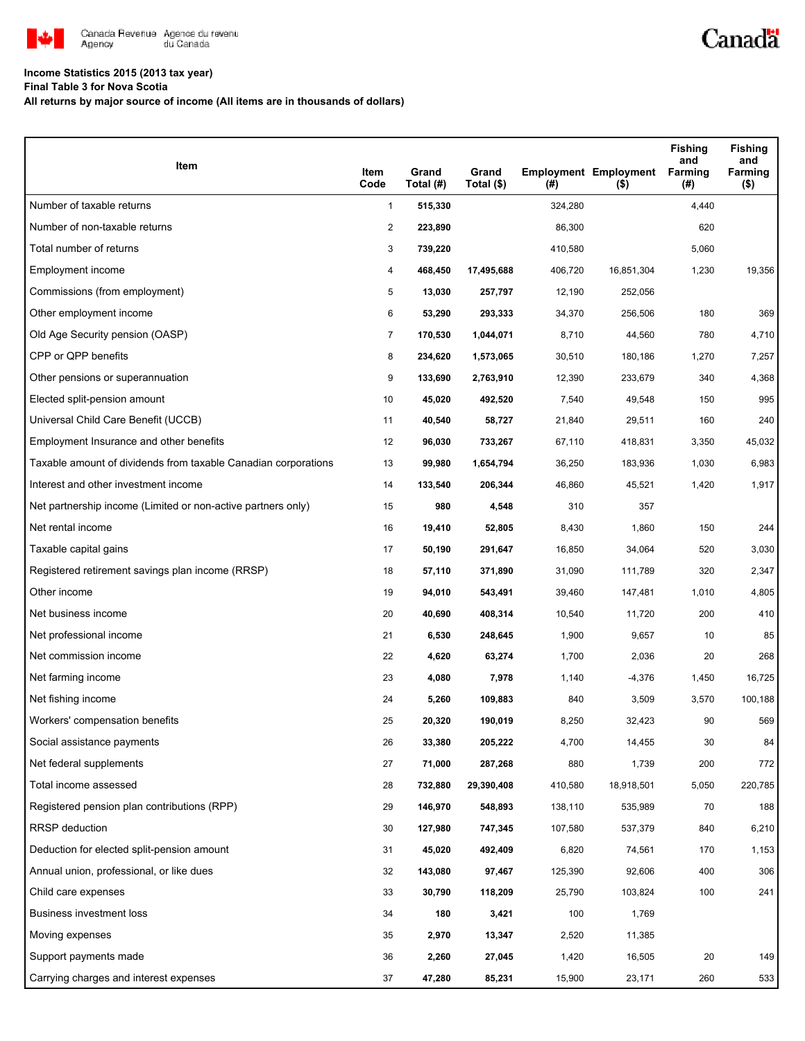**Income Statistics 2015 (2013 tax year)**

**Final Table 3 for Nova Scotia**

**All returns by major source of income (All items are in thousands of dollars)**

| Item | Item Code | Grand Total (#) | Grand Total ($) | Employment (#) | Employment ($) | Fishing and Farming (#) | Fishing and Farming ($) |
|---|---|---|---|---|---|---|---|
| Number of taxable returns | 1 | **515,330** | | 324,280 | | 4,440 | |
| Number of non-taxable returns | 2 | **223,890** | | 86,300 | | 620 | |
| Total number of returns | 3 | **739,220** | | 410,580 | | 5,060 | |
| Employment income | 4 | **468,450** | **17,495,688** | 406,720 | 16,851,304 | 1,230 | 19,356 |
| Commissions (from employment) | 5 | **13,030** | **257,797** | 12,190 | 252,056 | | |
| Other employment income | 6 | **53,290** | **293,333** | 34,370 | 256,506 | 180 | 369 |
| Old Age Security pension (OASP) | 7 | **170,530** | **1,044,071** | 8,710 | 44,560 | 780 | 4,710 |
| CPP or QPP benefits | 8 | **234,620** | **1,573,065** | 30,510 | 180,186 | 1,270 | 7,257 |
| Other pensions or superannuation | 9 | **133,690** | **2,763,910** | 12,390 | 233,679 | 340 | 4,368 |
| Elected split-pension amount | 10 | **45,020** | **492,520** | 7,540 | 49,548 | 150 | 995 |
| Universal Child Care Benefit (UCCB) | 11 | **40,540** | **58,727** | 21,840 | 29,511 | 160 | 240 |
| Employment Insurance and other benefits | 12 | **96,030** | **733,267** | 67,110 | 418,831 | 3,350 | 45,032 |
| Taxable amount of dividends from taxable Canadian corporations | 13 | **99,980** | **1,654,794** | 36,250 | 183,936 | 1,030 | 6,983 |
| Interest and other investment income | 14 | **133,540** | **206,344** | 46,860 | 45,521 | 1,420 | 1,917 |
| Net partnership income (Limited or non-active partners only) | 15 | **980** | **4,548** | 310 | 357 | | |
| Net rental income | 16 | **19,410** | **52,805** | 8,430 | 1,860 | 150 | 244 |
| Taxable capital gains | 17 | **50,190** | **291,647** | 16,850 | 34,064 | 520 | 3,030 |
| Registered retirement savings plan income (RRSP) | 18 | **57,110** | **371,890** | 31,090 | 111,789 | 320 | 2,347 |
| Other income | 19 | **94,010** | **543,491** | 39,460 | 147,481 | 1,010 | 4,805 |
| Net business income | 20 | **40,690** | **408,314** | 10,540 | 11,720 | 200 | 410 |
| Net professional income | 21 | **6,530** | **248,645** | 1,900 | 9,657 | 10 | 85 |
| Net commission income | 22 | **4,620** | **63,274** | 1,700 | 2,036 | 20 | 268 |
| Net farming income | 23 | **4,080** | **7,978** | 1,140 | -4,376 | 1,450 | 16,725 |
| Net fishing income | 24 | **5,260** | **109,883** | 840 | 3,509 | 3,570 | 100,188 |
| Workers' compensation benefits | 25 | **20,320** | **190,019** | 8,250 | 32,423 | 90 | 569 |
| Social assistance payments | 26 | **33,380** | **205,222** | 4,700 | 14,455 | 30 | 84 |
| Net federal supplements | 27 | **71,000** | **287,268** | 880 | 1,739 | 200 | 772 |
| Total income assessed | 28 | **732,880** | **29,390,408** | 410,580 | 18,918,501 | 5,050 | 220,785 |
| Registered pension plan contributions (RPP) | 29 | **146,970** | **548,893** | 138,110 | 535,989 | 70 | 188 |
| RRSP deduction | 30 | **127,980** | **747,345** | 107,580 | 537,379 | 840 | 6,210 |
| Deduction for elected split-pension amount | 31 | **45,020** | **492,409** | 6,820 | 74,561 | 170 | 1,153 |
| Annual union, professional, or like dues | 32 | **143,080** | **97,467** | 125,390 | 92,606 | 400 | 306 |
| Child care expenses | 33 | **30,790** | **118,209** | 25,790 | 103,824 | 100 | 241 |
| Business investment loss | 34 | **180** | **3,421** | 100 | 1,769 | | |
| Moving expenses | 35 | **2,970** | **13,347** | 2,520 | 11,385 | | |
| Support payments made | 36 | **2,260** | **27,045** | 1,420 | 16,505 | 20 | 149 |
| Carrying charges and interest expenses | 37 | **47,280** | **85,231** | 15,900 | 23,171 | 260 | 533 |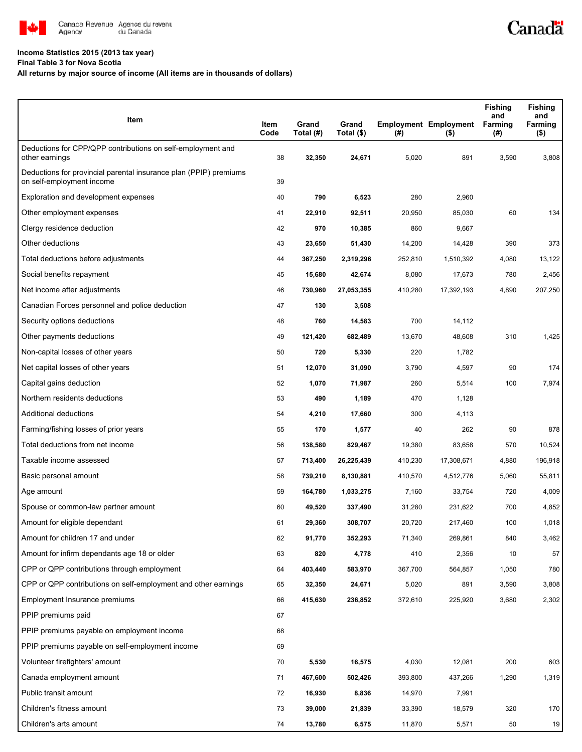**Income Statistics 2015 (2013 tax year)**
**Final Table 3 for Nova Scotia**
**All returns by major source of income (All items are in thousands of dollars)**

| Item | Item Code | Grand Total (#) | Grand Total ($) | Employment (#) | Employment ($) | Fishing and Farming (#) | Fishing and Farming ($) |
|---|---|---|---|---|---|---|---|
| Deductions for CPP/QPP contributions on self-employment and other earnings | 38 | **32,350** | **24,671** | 5,020 | 891 | 3,590 | 3,808 |
| Deductions for provincial parental insurance plan (PPIP) premiums on self-employment income | 39 | | | | | | |
| Exploration and development expenses | 40 | **790** | **6,523** | 280 | 2,960 | | |
| Other employment expenses | 41 | **22,910** | **92,511** | 20,950 | 85,030 | 60 | 134 |
| Clergy residence deduction | 42 | **970** | **10,385** | 860 | 9,667 | | |
| Other deductions | 43 | **23,650** | **51,430** | 14,200 | 14,428 | 390 | 373 |
| Total deductions before adjustments | 44 | **367,250** | **2,319,296** | 252,810 | 1,510,392 | 4,080 | 13,122 |
| Social benefits repayment | 45 | **15,680** | **42,674** | 8,080 | 17,673 | 780 | 2,456 |
| Net income after adjustments | 46 | **730,960** | **27,053,355** | 410,280 | 17,392,193 | 4,890 | 207,250 |
| Canadian Forces personnel and police deduction | 47 | **130** | **3,508** | | | | |
| Security options deductions | 48 | **760** | **14,583** | 700 | 14,112 | | |
| Other payments deductions | 49 | **121,420** | **682,489** | 13,670 | 48,608 | 310 | 1,425 |
| Non-capital losses of other years | 50 | **720** | **5,330** | 220 | 1,782 | | |
| Net capital losses of other years | 51 | **12,070** | **31,090** | 3,790 | 4,597 | 90 | 174 |
| Capital gains deduction | 52 | **1,070** | **71,987** | 260 | 5,514 | 100 | 7,974 |
| Northern residents deductions | 53 | **490** | **1,189** | 470 | 1,128 | | |
| Additional deductions | 54 | **4,210** | **17,660** | 300 | 4,113 | | |
| Farming/fishing losses of prior years | 55 | **170** | **1,577** | 40 | 262 | 90 | 878 |
| Total deductions from net income | 56 | **138,580** | **829,467** | 19,380 | 83,658 | 570 | 10,524 |
| Taxable income assessed | 57 | **713,400** | **26,225,439** | 410,230 | 17,308,671 | 4,880 | 196,918 |
| Basic personal amount | 58 | **739,210** | **8,130,881** | 410,570 | 4,512,776 | 5,060 | 55,811 |
| Age amount | 59 | **164,780** | **1,033,275** | 7,160 | 33,754 | 720 | 4,009 |
| Spouse or common-law partner amount | 60 | **49,520** | **337,490** | 31,280 | 231,622 | 700 | 4,852 |
| Amount for eligible dependant | 61 | **29,360** | **308,707** | 20,720 | 217,460 | 100 | 1,018 |
| Amount for children 17 and under | 62 | **91,770** | **352,293** | 71,340 | 269,861 | 840 | 3,462 |
| Amount for infirm dependants age 18 or older | 63 | **820** | **4,778** | 410 | 2,356 | 10 | 57 |
| CPP or QPP contributions through employment | 64 | **403,440** | **583,970** | 367,700 | 564,857 | 1,050 | 780 |
| CPP or QPP contributions on self-employment and other earnings | 65 | **32,350** | **24,671** | 5,020 | 891 | 3,590 | 3,808 |
| Employment Insurance premiums | 66 | **415,630** | **236,852** | 372,610 | 225,920 | 3,680 | 2,302 |
| PPIP premiums paid | 67 | | | | | | |
| PPIP premiums payable on employment income | 68 | | | | | | |
| PPIP premiums payable on self-employment income | 69 | | | | | | |
| Volunteer firefighters' amount | 70 | **5,530** | **16,575** | 4,030 | 12,081 | 200 | 603 |
| Canada employment amount | 71 | **467,600** | **502,426** | 393,800 | 437,266 | 1,290 | 1,319 |
| Public transit amount | 72 | **16,930** | **8,836** | 14,970 | 7,991 | | |
| Children's fitness amount | 73 | **39,000** | **21,839** | 33,390 | 18,579 | 320 | 170 |
| Children's arts amount | 74 | **13,780** | **6,575** | 11,870 | 5,571 | 50 | 19 |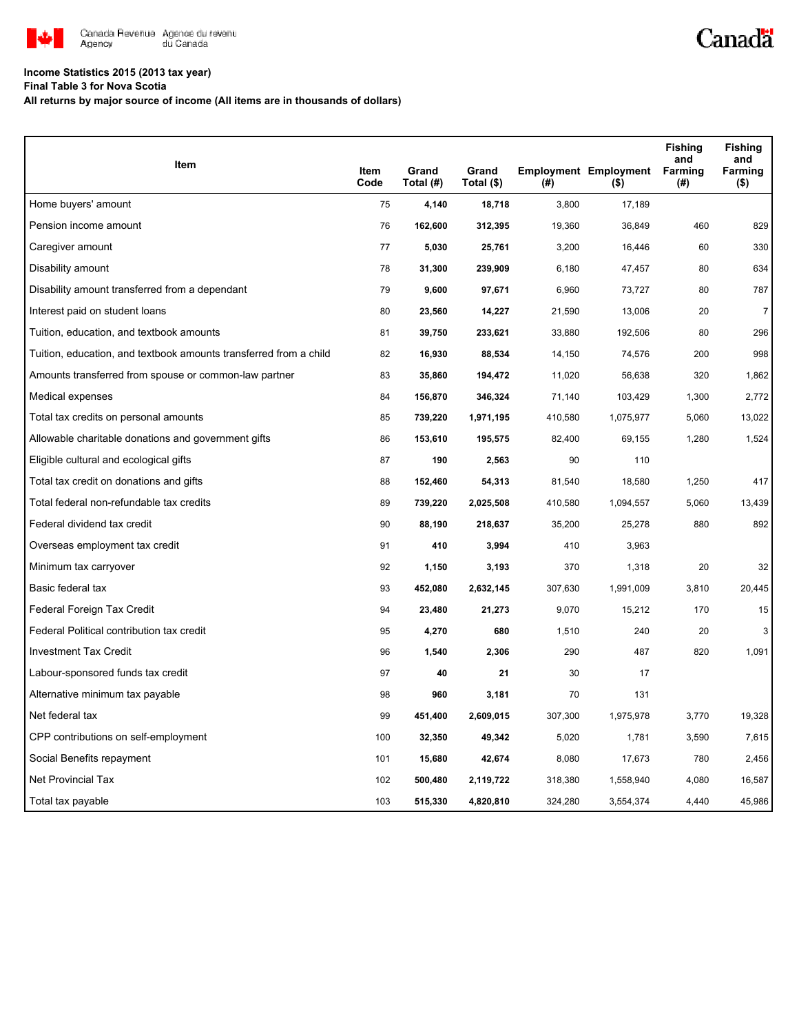Income Statistics 2015 (2013 tax year)

Final Table 3 for Nova Scotia

All returns by major source of income (All items are in thousands of dollars)

| Item | Item Code | Grand Total (#) | Grand Total ($) | Employment (#) | Employment ($) | Fishing and Farming (#) | Fishing and Farming ($) |
|---|---|---|---|---|---|---|---|
| Home buyers' amount | 75 | **4,140** | **18,718** | 3,800 | 17,189 | | |
| Pension income amount | 76 | **162,600** | **312,395** | 19,360 | 36,849 | 460 | 829 |
| Caregiver amount | 77 | **5,030** | **25,761** | 3,200 | 16,446 | 60 | 330 |
| Disability amount | 78 | **31,300** | **239,909** | 6,180 | 47,457 | 80 | 634 |
| Disability amount transferred from a dependant | 79 | **9,600** | **97,671** | 6,960 | 73,727 | 80 | 787 |
| Interest paid on student loans | 80 | **23,560** | **14,227** | 21,590 | 13,006 | 20 | 7 |
| Tuition, education, and textbook amounts | 81 | **39,750** | **233,621** | 33,880 | 192,506 | 80 | 296 |
| Tuition, education, and textbook amounts transferred from a child | 82 | **16,930** | **88,534** | 14,150 | 74,576 | 200 | 998 |
| Amounts transferred from spouse or common-law partner | 83 | **35,860** | **194,472** | 11,020 | 56,638 | 320 | 1,862 |
| Medical expenses | 84 | **156,870** | **346,324** | 71,140 | 103,429 | 1,300 | 2,772 |
| Total tax credits on personal amounts | 85 | **739,220** | **1,971,195** | 410,580 | 1,075,977 | 5,060 | 13,022 |
| Allowable charitable donations and government gifts | 86 | **153,610** | **195,575** | 82,400 | 69,155 | 1,280 | 1,524 |
| Eligible cultural and ecological gifts | 87 | **190** | **2,563** | 90 | 110 | | |
| Total tax credit on donations and gifts | 88 | **152,460** | **54,313** | 81,540 | 18,580 | 1,250 | 417 |
| Total federal non-refundable tax credits | 89 | **739,220** | **2,025,508** | 410,580 | 1,094,557 | 5,060 | 13,439 |
| Federal dividend tax credit | 90 | **88,190** | **218,637** | 35,200 | 25,278 | 880 | 892 |
| Overseas employment tax credit | 91 | **410** | **3,994** | 410 | 3,963 | | |
| Minimum tax carryover | 92 | **1,150** | **3,193** | 370 | 1,318 | 20 | 32 |
| Basic federal tax | 93 | **452,080** | **2,632,145** | 307,630 | 1,991,009 | 3,810 | 20,445 |
| Federal Foreign Tax Credit | 94 | **23,480** | **21,273** | 9,070 | 15,212 | 170 | 15 |
| Federal Political contribution tax credit | 95 | **4,270** | **680** | 1,510 | 240 | 20 | 3 |
| Investment Tax Credit | 96 | **1,540** | **2,306** | 290 | 487 | 820 | 1,091 |
| Labour-sponsored funds tax credit | 97 | **40** | **21** | 30 | 17 | | |
| Alternative minimum tax payable | 98 | **960** | **3,181** | 70 | 131 | | |
| Net federal tax | 99 | **451,400** | **2,609,015** | 307,300 | 1,975,978 | 3,770 | 19,328 |
| CPP contributions on self-employment | 100 | **32,350** | **49,342** | 5,020 | 1,781 | 3,590 | 7,615 |
| Social Benefits repayment | 101 | **15,680** | **42,674** | 8,080 | 17,673 | 780 | 2,456 |
| Net Provincial Tax | 102 | **500,480** | **2,119,722** | 318,380 | 1,558,940 | 4,080 | 16,587 |
| Total tax payable | 103 | **515,330** | **4,820,810** | 324,280 | 3,554,374 | 4,440 | 45,986 |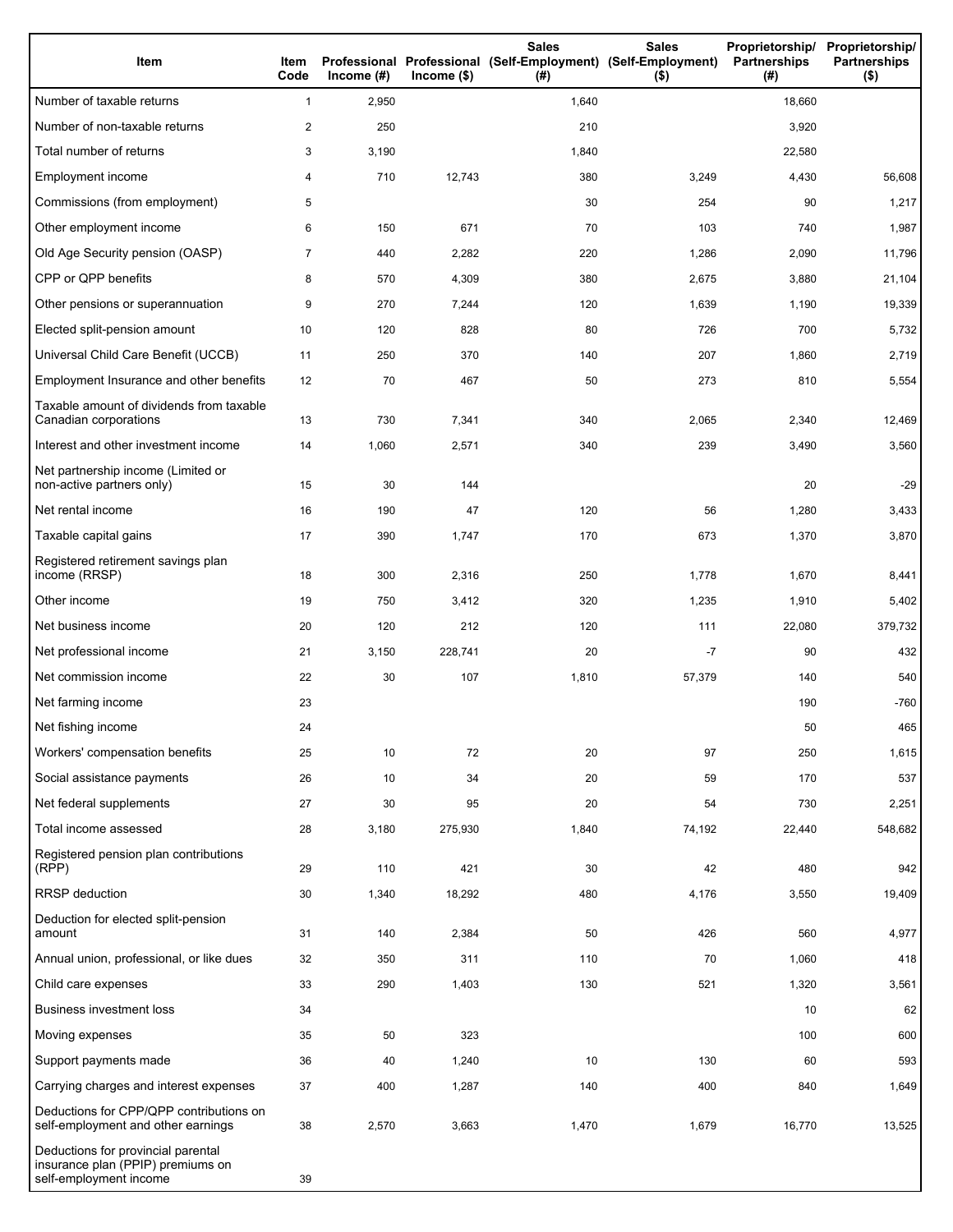| Item | Item Code | Professional Income (#) | Professional Income ($) | Sales (Self-Employment) (#) | Sales (Self-Employment) ($) | Proprietorship/ Partnerships (#) | Proprietorship/ Partnerships ($) |
|---|---|---|---|---|---|---|---|
| Number of taxable returns | 1 | 2,950 | | 1,640 | | 18,660 | |
| Number of non-taxable returns | 2 | 250 | | 210 | | 3,920 | |
| Total number of returns | 3 | 3,190 | | 1,840 | | 22,580 | |
| Employment income | 4 | 710 | 12,743 | 380 | 3,249 | 4,430 | 56,608 |
| Commissions (from employment) | 5 | | | 30 | 254 | 90 | 1,217 |
| Other employment income | 6 | 150 | 671 | 70 | 103 | 740 | 1,987 |
| Old Age Security pension (OASP) | 7 | 440 | 2,282 | 220 | 1,286 | 2,090 | 11,796 |
| CPP or QPP benefits | 8 | 570 | 4,309 | 380 | 2,675 | 3,880 | 21,104 |
| Other pensions or superannuation | 9 | 270 | 7,244 | 120 | 1,639 | 1,190 | 19,339 |
| Elected split-pension amount | 10 | 120 | 828 | 80 | 726 | 700 | 5,732 |
| Universal Child Care Benefit (UCCB) | 11 | 250 | 370 | 140 | 207 | 1,860 | 2,719 |
| Employment Insurance and other benefits | 12 | 70 | 467 | 50 | 273 | 810 | 5,554 |
| Taxable amount of dividends from taxable Canadian corporations | 13 | 730 | 7,341 | 340 | 2,065 | 2,340 | 12,469 |
| Interest and other investment income | 14 | 1,060 | 2,571 | 340 | 239 | 3,490 | 3,560 |
| Net partnership income (Limited or non-active partners only) | 15 | 30 | 144 | | | 20 | -29 |
| Net rental income | 16 | 190 | 47 | 120 | 56 | 1,280 | 3,433 |
| Taxable capital gains | 17 | 390 | 1,747 | 170 | 673 | 1,370 | 3,870 |
| Registered retirement savings plan income (RRSP) | 18 | 300 | 2,316 | 250 | 1,778 | 1,670 | 8,441 |
| Other income | 19 | 750 | 3,412 | 320 | 1,235 | 1,910 | 5,402 |
| Net business income | 20 | 120 | 212 | 120 | 111 | 22,080 | 379,732 |
| Net professional income | 21 | 3,150 | 228,741 | 20 | -7 | 90 | 432 |
| Net commission income | 22 | 30 | 107 | 1,810 | 57,379 | 140 | 540 |
| Net farming income | 23 | | | | | 190 | -760 |
| Net fishing income | 24 | | | | | 50 | 465 |
| Workers' compensation benefits | 25 | 10 | 72 | 20 | 97 | 250 | 1,615 |
| Social assistance payments | 26 | 10 | 34 | 20 | 59 | 170 | 537 |
| Net federal supplements | 27 | 30 | 95 | 20 | 54 | 730 | 2,251 |
| Total income assessed | 28 | 3,180 | 275,930 | 1,840 | 74,192 | 22,440 | 548,682 |
| Registered pension plan contributions (RPP) | 29 | 110 | 421 | 30 | 42 | 480 | 942 |
| RRSP deduction | 30 | 1,340 | 18,292 | 480 | 4,176 | 3,550 | 19,409 |
| Deduction for elected split-pension amount | 31 | 140 | 2,384 | 50 | 426 | 560 | 4,977 |
| Annual union, professional, or like dues | 32 | 350 | 311 | 110 | 70 | 1,060 | 418 |
| Child care expenses | 33 | 290 | 1,403 | 130 | 521 | 1,320 | 3,561 |
| Business investment loss | 34 | | | | | 10 | 62 |
| Moving expenses | 35 | 50 | 323 | | | 100 | 600 |
| Support payments made | 36 | 40 | 1,240 | 10 | 130 | 60 | 593 |
| Carrying charges and interest expenses | 37 | 400 | 1,287 | 140 | 400 | 840 | 1,649 |
| Deductions for CPP/QPP contributions on self-employment and other earnings | 38 | 2,570 | 3,663 | 1,470 | 1,679 | 16,770 | 13,525 |
| Deductions for provincial parental insurance plan (PPIP) premiums on self-employment income | 39 | | | | | | |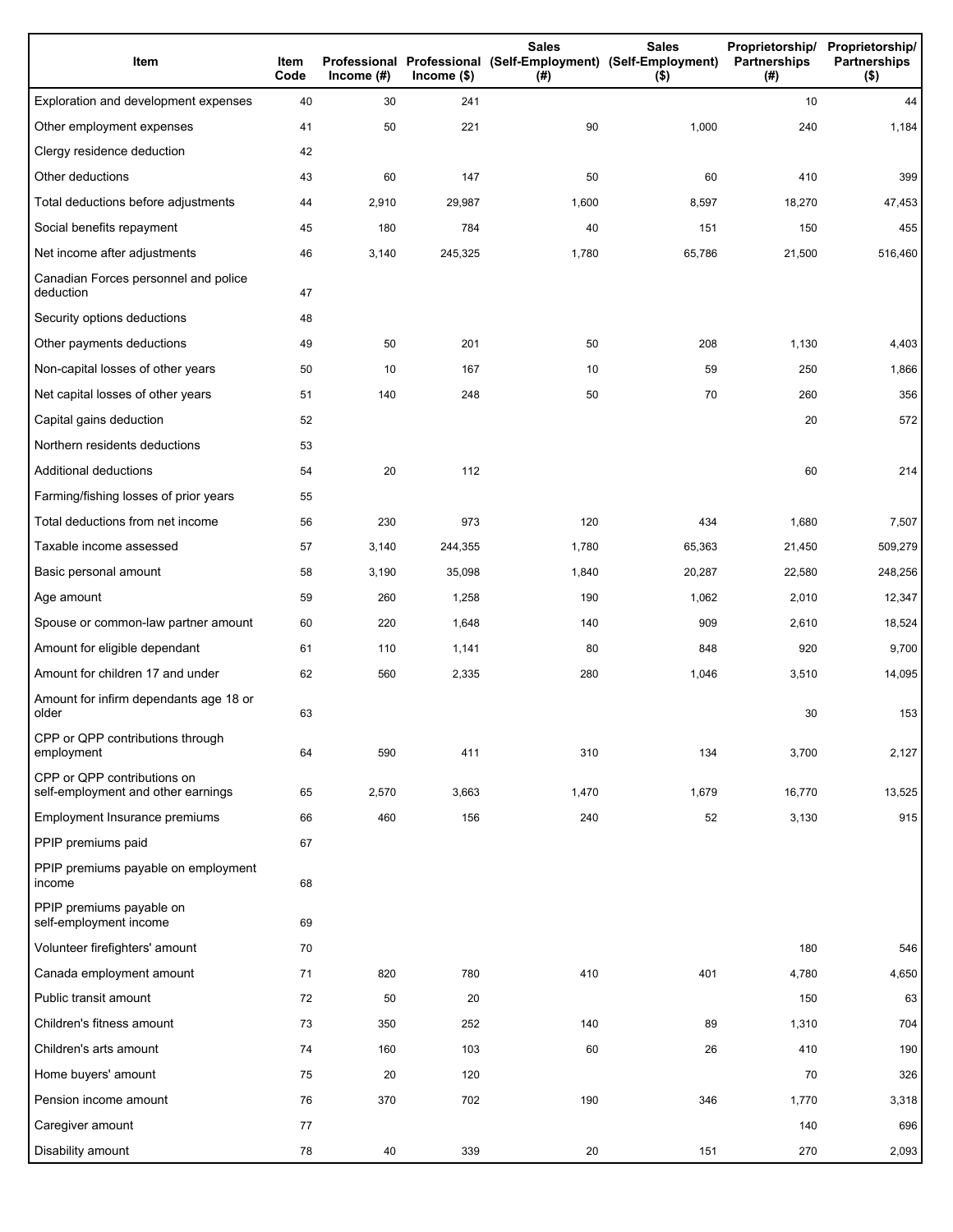| Item | Item Code | Professional Income (#) | Professional Income ($) | Sales (Self-Employment) (#) | Sales (Self-Employment) ($) | Proprietorship/ Partnerships (#) | Proprietorship/ Partnerships ($) |
|---|---|---|---|---|---|---|---|
| Exploration and development expenses | 40 | 30 | 241 | | | 10 | 44 |
| Other employment expenses | 41 | 50 | 221 | 90 | 1,000 | 240 | 1,184 |
| Clergy residence deduction | 42 | | | | | | |
| Other deductions | 43 | 60 | 147 | 50 | 60 | 410 | 399 |
| Total deductions before adjustments | 44 | 2,910 | 29,987 | 1,600 | 8,597 | 18,270 | 47,453 |
| Social benefits repayment | 45 | 180 | 784 | 40 | 151 | 150 | 455 |
| Net income after adjustments | 46 | 3,140 | 245,325 | 1,780 | 65,786 | 21,500 | 516,460 |
| Canadian Forces personnel and police deduction | 47 | | | | | | |
| Security options deductions | 48 | | | | | | |
| Other payments deductions | 49 | 50 | 201 | 50 | 208 | 1,130 | 4,403 |
| Non-capital losses of other years | 50 | 10 | 167 | 10 | 59 | 250 | 1,866 |
| Net capital losses of other years | 51 | 140 | 248 | 50 | 70 | 260 | 356 |
| Capital gains deduction | 52 | | | | | 20 | 572 |
| Northern residents deductions | 53 | | | | | | |
| Additional deductions | 54 | 20 | 112 | | | 60 | 214 |
| Farming/fishing losses of prior years | 55 | | | | | | |
| Total deductions from net income | 56 | 230 | 973 | 120 | 434 | 1,680 | 7,507 |
| Taxable income assessed | 57 | 3,140 | 244,355 | 1,780 | 65,363 | 21,450 | 509,279 |
| Basic personal amount | 58 | 3,190 | 35,098 | 1,840 | 20,287 | 22,580 | 248,256 |
| Age amount | 59 | 260 | 1,258 | 190 | 1,062 | 2,010 | 12,347 |
| Spouse or common-law partner amount | 60 | 220 | 1,648 | 140 | 909 | 2,610 | 18,524 |
| Amount for eligible dependant | 61 | 110 | 1,141 | 80 | 848 | 920 | 9,700 |
| Amount for children 17 and under | 62 | 560 | 2,335 | 280 | 1,046 | 3,510 | 14,095 |
| Amount for infirm dependants age 18 or older | 63 | | | | | 30 | 153 |
| CPP or QPP contributions through employment | 64 | 590 | 411 | 310 | 134 | 3,700 | 2,127 |
| CPP or QPP contributions on self-employment and other earnings | 65 | 2,570 | 3,663 | 1,470 | 1,679 | 16,770 | 13,525 |
| Employment Insurance premiums | 66 | 460 | 156 | 240 | 52 | 3,130 | 915 |
| PPIP premiums paid | 67 | | | | | | |
| PPIP premiums payable on employment income | 68 | | | | | | |
| PPIP premiums payable on self-employment income | 69 | | | | | | |
| Volunteer firefighters' amount | 70 | | | | | 180 | 546 |
| Canada employment amount | 71 | 820 | 780 | 410 | 401 | 4,780 | 4,650 |
| Public transit amount | 72 | 50 | 20 | | | 150 | 63 |
| Children's fitness amount | 73 | 350 | 252 | 140 | 89 | 1,310 | 704 |
| Children's arts amount | 74 | 160 | 103 | 60 | 26 | 410 | 190 |
| Home buyers' amount | 75 | 20 | 120 | | | 70 | 326 |
| Pension income amount | 76 | 370 | 702 | 190 | 346 | 1,770 | 3,318 |
| Caregiver amount | 77 | | | | | 140 | 696 |
| Disability amount | 78 | 40 | 339 | 20 | 151 | 270 | 2,093 |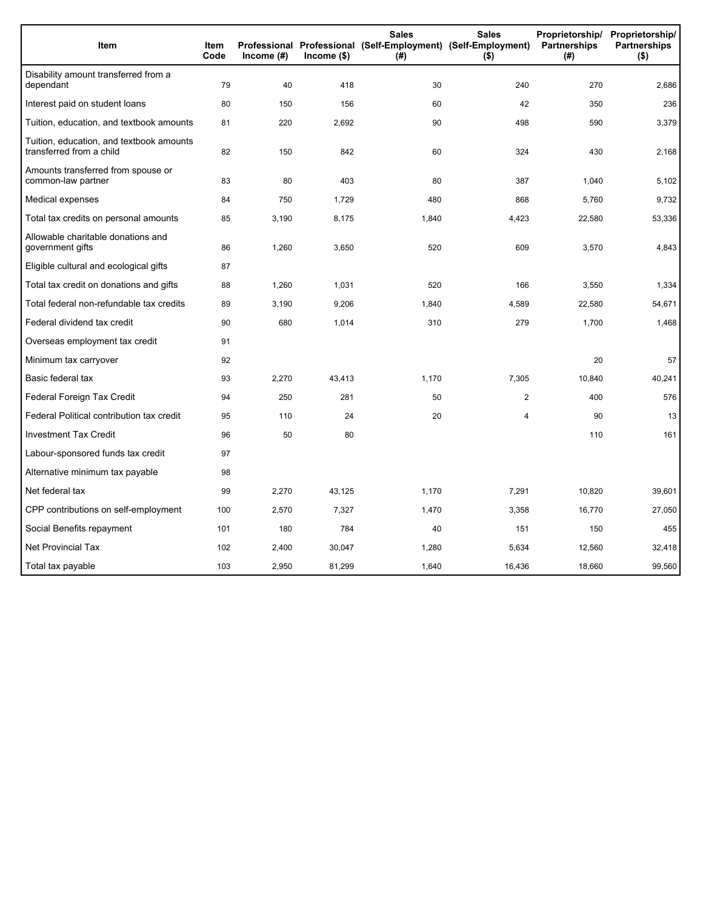| Item | Item Code | Professional Income (#) | Professional Income ($) | Sales (Self-Employment) (#) | Sales (Self-Employment) ($) | Proprietorship/ Partnerships (#) | Proprietorship/ Partnerships ($) |
|---|---|---|---|---|---|---|---|
| Disability amount transferred from a dependant | 79 | 40 | 418 | 30 | 240 | 270 | 2,686 |
| Interest paid on student loans | 80 | 150 | 156 | 60 | 42 | 350 | 236 |
| Tuition, education, and textbook amounts | 81 | 220 | 2,692 | 90 | 498 | 590 | 3,379 |
| Tuition, education, and textbook amounts transferred from a child | 82 | 150 | 842 | 60 | 324 | 430 | 2,168 |
| Amounts transferred from spouse or common-law partner | 83 | 80 | 403 | 80 | 387 | 1,040 | 5,102 |
| Medical expenses | 84 | 750 | 1,729 | 480 | 868 | 5,760 | 9,732 |
| Total tax credits on personal amounts | 85 | 3,190 | 8,175 | 1,840 | 4,423 | 22,580 | 53,336 |
| Allowable charitable donations and government gifts | 86 | 1,260 | 3,650 | 520 | 609 | 3,570 | 4,843 |
| Eligible cultural and ecological gifts | 87 | | | | | | |
| Total tax credit on donations and gifts | 88 | 1,260 | 1,031 | 520 | 166 | 3,550 | 1,334 |
| Total federal non-refundable tax credits | 89 | 3,190 | 9,206 | 1,840 | 4,589 | 22,580 | 54,671 |
| Federal dividend tax credit | 90 | 680 | 1,014 | 310 | 279 | 1,700 | 1,468 |
| Overseas employment tax credit | 91 | | | | | | |
| Minimum tax carryover | 92 | | | | | 20 | 57 |
| Basic federal tax | 93 | 2,270 | 43,413 | 1,170 | 7,305 | 10,840 | 40,241 |
| Federal Foreign Tax Credit | 94 | 250 | 281 | 50 | 2 | 400 | 576 |
| Federal Political contribution tax credit | 95 | 110 | 24 | 20 | 4 | 90 | 13 |
| Investment Tax Credit | 96 | 50 | 80 | | | 110 | 161 |
| Labour-sponsored funds tax credit | 97 | | | | | | |
| Alternative minimum tax payable | 98 | | | | | | |
| Net federal tax | 99 | 2,270 | 43,125 | 1,170 | 7,291 | 10,820 | 39,601 |
| CPP contributions on self-employment | 100 | 2,570 | 7,327 | 1,470 | 3,358 | 16,770 | 27,050 |
| Social Benefits repayment | 101 | 180 | 784 | 40 | 151 | 150 | 455 |
| Net Provincial Tax | 102 | 2,400 | 30,047 | 1,280 | 5,634 | 12,560 | 32,418 |
| Total tax payable | 103 | 2,950 | 81,299 | 1,640 | 16,436 | 18,660 | 99,560 |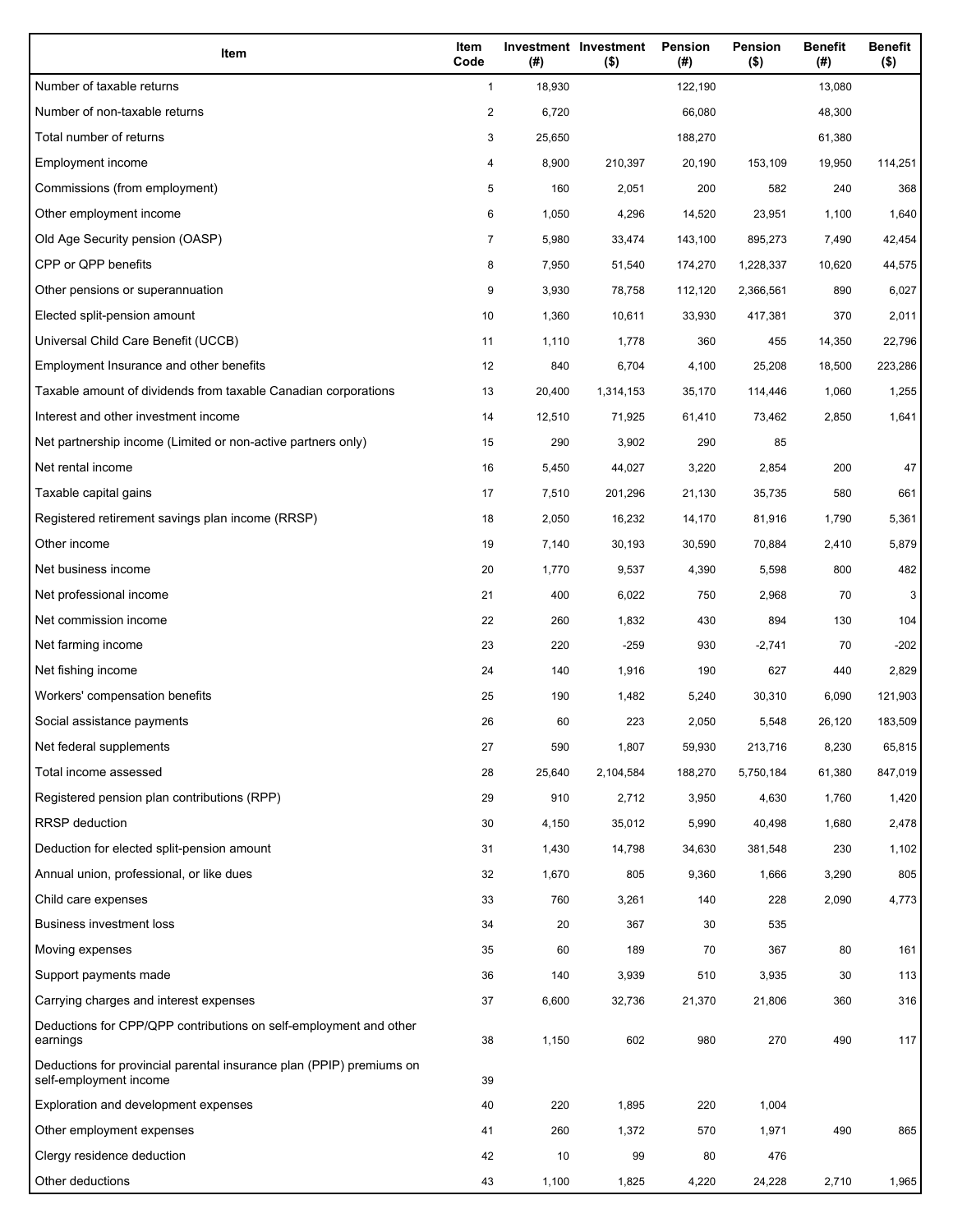| Item | Item Code | Investment (#) | Investment ($) | Pension (#) | Pension ($) | Benefit (#) | Benefit ($) |
|---|---|---|---|---|---|---|---|
| Number of taxable returns | 1 | 18,930 | | 122,190 | | 13,080 | |
| Number of non-taxable returns | 2 | 6,720 | | 66,080 | | 48,300 | |
| Total number of returns | 3 | 25,650 | | 188,270 | | 61,380 | |
| Employment income | 4 | 8,900 | 210,397 | 20,190 | 153,109 | 19,950 | 114,251 |
| Commissions (from employment) | 5 | 160 | 2,051 | 200 | 582 | 240 | 368 |
| Other employment income | 6 | 1,050 | 4,296 | 14,520 | 23,951 | 1,100 | 1,640 |
| Old Age Security pension (OASP) | 7 | 5,980 | 33,474 | 143,100 | 895,273 | 7,490 | 42,454 |
| CPP or QPP benefits | 8 | 7,950 | 51,540 | 174,270 | 1,228,337 | 10,620 | 44,575 |
| Other pensions or superannuation | 9 | 3,930 | 78,758 | 112,120 | 2,366,561 | 890 | 6,027 |
| Elected split-pension amount | 10 | 1,360 | 10,611 | 33,930 | 417,381 | 370 | 2,011 |
| Universal Child Care Benefit (UCCB) | 11 | 1,110 | 1,778 | 360 | 455 | 14,350 | 22,796 |
| Employment Insurance and other benefits | 12 | 840 | 6,704 | 4,100 | 25,208 | 18,500 | 223,286 |
| Taxable amount of dividends from taxable Canadian corporations | 13 | 20,400 | 1,314,153 | 35,170 | 114,446 | 1,060 | 1,255 |
| Interest and other investment income | 14 | 12,510 | 71,925 | 61,410 | 73,462 | 2,850 | 1,641 |
| Net partnership income (Limited or non-active partners only) | 15 | 290 | 3,902 | 290 | 85 | | |
| Net rental income | 16 | 5,450 | 44,027 | 3,220 | 2,854 | 200 | 47 |
| Taxable capital gains | 17 | 7,510 | 201,296 | 21,130 | 35,735 | 580 | 661 |
| Registered retirement savings plan income (RRSP) | 18 | 2,050 | 16,232 | 14,170 | 81,916 | 1,790 | 5,361 |
| Other income | 19 | 7,140 | 30,193 | 30,590 | 70,884 | 2,410 | 5,879 |
| Net business income | 20 | 1,770 | 9,537 | 4,390 | 5,598 | 800 | 482 |
| Net professional income | 21 | 400 | 6,022 | 750 | 2,968 | 70 | 3 |
| Net commission income | 22 | 260 | 1,832 | 430 | 894 | 130 | 104 |
| Net farming income | 23 | 220 | -259 | 930 | -2,741 | 70 | -202 |
| Net fishing income | 24 | 140 | 1,916 | 190 | 627 | 440 | 2,829 |
| Workers' compensation benefits | 25 | 190 | 1,482 | 5,240 | 30,310 | 6,090 | 121,903 |
| Social assistance payments | 26 | 60 | 223 | 2,050 | 5,548 | 26,120 | 183,509 |
| Net federal supplements | 27 | 590 | 1,807 | 59,930 | 213,716 | 8,230 | 65,815 |
| Total income assessed | 28 | 25,640 | 2,104,584 | 188,270 | 5,750,184 | 61,380 | 847,019 |
| Registered pension plan contributions (RPP) | 29 | 910 | 2,712 | 3,950 | 4,630 | 1,760 | 1,420 |
| RRSP deduction | 30 | 4,150 | 35,012 | 5,990 | 40,498 | 1,680 | 2,478 |
| Deduction for elected split-pension amount | 31 | 1,430 | 14,798 | 34,630 | 381,548 | 230 | 1,102 |
| Annual union, professional, or like dues | 32 | 1,670 | 805 | 9,360 | 1,666 | 3,290 | 805 |
| Child care expenses | 33 | 760 | 3,261 | 140 | 228 | 2,090 | 4,773 |
| Business investment loss | 34 | 20 | 367 | 30 | 535 | | |
| Moving expenses | 35 | 60 | 189 | 70 | 367 | 80 | 161 |
| Support payments made | 36 | 140 | 3,939 | 510 | 3,935 | 30 | 113 |
| Carrying charges and interest expenses | 37 | 6,600 | 32,736 | 21,370 | 21,806 | 360 | 316 |
| Deductions for CPP/QPP contributions on self-employment and other earnings | 38 | 1,150 | 602 | 980 | 270 | 490 | 117 |
| Deductions for provincial parental insurance plan (PPIP) premiums on self-employment income | 39 | | | | | | |
| Exploration and development expenses | 40 | 220 | 1,895 | 220 | 1,004 | | |
| Other employment expenses | 41 | 260 | 1,372 | 570 | 1,971 | 490 | 865 |
| Clergy residence deduction | 42 | 10 | 99 | 80 | 476 | | |
| Other deductions | 43 | 1,100 | 1,825 | 4,220 | 24,228 | 2,710 | 1,965 |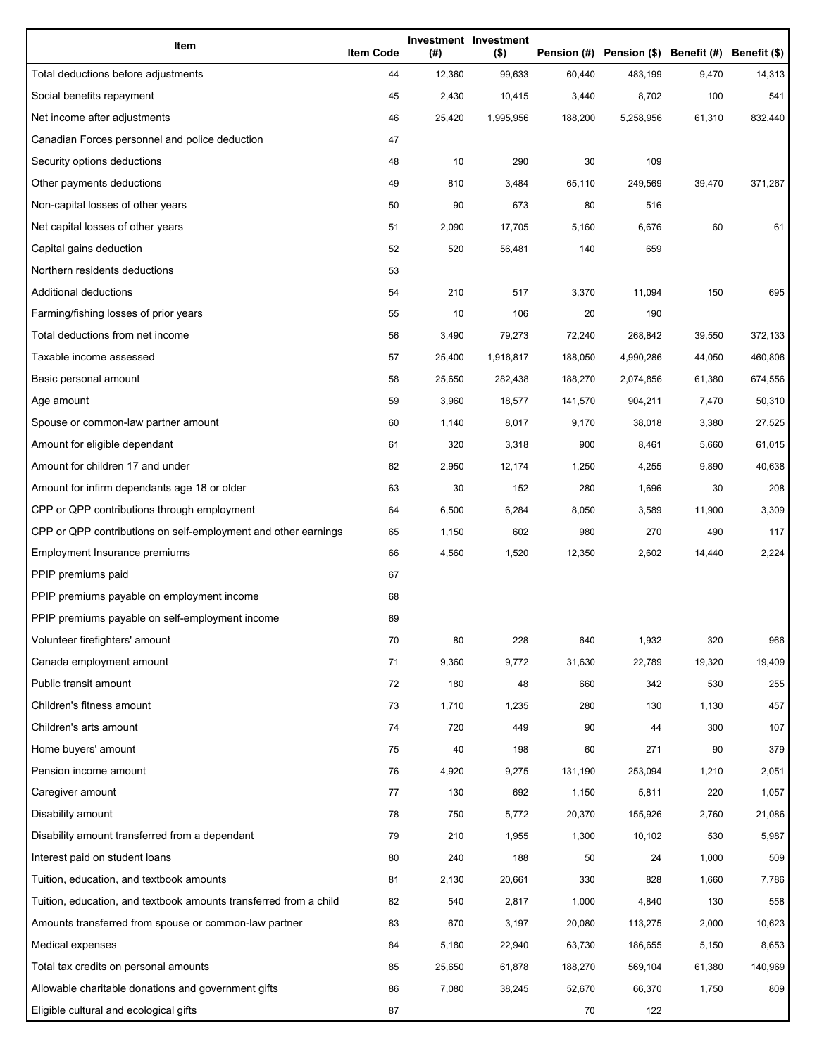| Item | Item Code | Investment (#) | Investment ($) | Pension (#) | Pension ($) | Benefit (#) | Benefit ($) |
|---|---|---|---|---|---|---|---|
| Total deductions before adjustments | 44 | 12,360 | 99,633 | 60,440 | 483,199 | 9,470 | 14,313 |
| Social benefits repayment | 45 | 2,430 | 10,415 | 3,440 | 8,702 | 100 | 541 |
| Net income after adjustments | 46 | 25,420 | 1,995,956 | 188,200 | 5,258,956 | 61,310 | 832,440 |
| Canadian Forces personnel and police deduction | 47 | | | | | | |
| Security options deductions | 48 | 10 | 290 | 30 | 109 | | |
| Other payments deductions | 49 | 810 | 3,484 | 65,110 | 249,569 | 39,470 | 371,267 |
| Non-capital losses of other years | 50 | 90 | 673 | 80 | 516 | | |
| Net capital losses of other years | 51 | 2,090 | 17,705 | 5,160 | 6,676 | 60 | 61 |
| Capital gains deduction | 52 | 520 | 56,481 | 140 | 659 | | |
| Northern residents deductions | 53 | | | | | | |
| Additional deductions | 54 | 210 | 517 | 3,370 | 11,094 | 150 | 695 |
| Farming/fishing losses of prior years | 55 | 10 | 106 | 20 | 190 | | |
| Total deductions from net income | 56 | 3,490 | 79,273 | 72,240 | 268,842 | 39,550 | 372,133 |
| Taxable income assessed | 57 | 25,400 | 1,916,817 | 188,050 | 4,990,286 | 44,050 | 460,806 |
| Basic personal amount | 58 | 25,650 | 282,438 | 188,270 | 2,074,856 | 61,380 | 674,556 |
| Age amount | 59 | 3,960 | 18,577 | 141,570 | 904,211 | 7,470 | 50,310 |
| Spouse or common-law partner amount | 60 | 1,140 | 8,017 | 9,170 | 38,018 | 3,380 | 27,525 |
| Amount for eligible dependant | 61 | 320 | 3,318 | 900 | 8,461 | 5,660 | 61,015 |
| Amount for children 17 and under | 62 | 2,950 | 12,174 | 1,250 | 4,255 | 9,890 | 40,638 |
| Amount for infirm dependants age 18 or older | 63 | 30 | 152 | 280 | 1,696 | 30 | 208 |
| CPP or QPP contributions through employment | 64 | 6,500 | 6,284 | 8,050 | 3,589 | 11,900 | 3,309 |
| CPP or QPP contributions on self-employment and other earnings | 65 | 1,150 | 602 | 980 | 270 | 490 | 117 |
| Employment Insurance premiums | 66 | 4,560 | 1,520 | 12,350 | 2,602 | 14,440 | 2,224 |
| PPIP premiums paid | 67 | | | | | | |
| PPIP premiums payable on employment income | 68 | | | | | | |
| PPIP premiums payable on self-employment income | 69 | | | | | | |
| Volunteer firefighters' amount | 70 | 80 | 228 | 640 | 1,932 | 320 | 966 |
| Canada employment amount | 71 | 9,360 | 9,772 | 31,630 | 22,789 | 19,320 | 19,409 |
| Public transit amount | 72 | 180 | 48 | 660 | 342 | 530 | 255 |
| Children's fitness amount | 73 | 1,710 | 1,235 | 280 | 130 | 1,130 | 457 |
| Children's arts amount | 74 | 720 | 449 | 90 | 44 | 300 | 107 |
| Home buyers' amount | 75 | 40 | 198 | 60 | 271 | 90 | 379 |
| Pension income amount | 76 | 4,920 | 9,275 | 131,190 | 253,094 | 1,210 | 2,051 |
| Caregiver amount | 77 | 130 | 692 | 1,150 | 5,811 | 220 | 1,057 |
| Disability amount | 78 | 750 | 5,772 | 20,370 | 155,926 | 2,760 | 21,086 |
| Disability amount transferred from a dependant | 79 | 210 | 1,955 | 1,300 | 10,102 | 530 | 5,987 |
| Interest paid on student loans | 80 | 240 | 188 | 50 | 24 | 1,000 | 509 |
| Tuition, education, and textbook amounts | 81 | 2,130 | 20,661 | 330 | 828 | 1,660 | 7,786 |
| Tuition, education, and textbook amounts transferred from a child | 82 | 540 | 2,817 | 1,000 | 4,840 | 130 | 558 |
| Amounts transferred from spouse or common-law partner | 83 | 670 | 3,197 | 20,080 | 113,275 | 2,000 | 10,623 |
| Medical expenses | 84 | 5,180 | 22,940 | 63,730 | 186,655 | 5,150 | 8,653 |
| Total tax credits on personal amounts | 85 | 25,650 | 61,878 | 188,270 | 569,104 | 61,380 | 140,969 |
| Allowable charitable donations and government gifts | 86 | 7,080 | 38,245 | 52,670 | 66,370 | 1,750 | 809 |
| Eligible cultural and ecological gifts | 87 | | | 70 | 122 | | |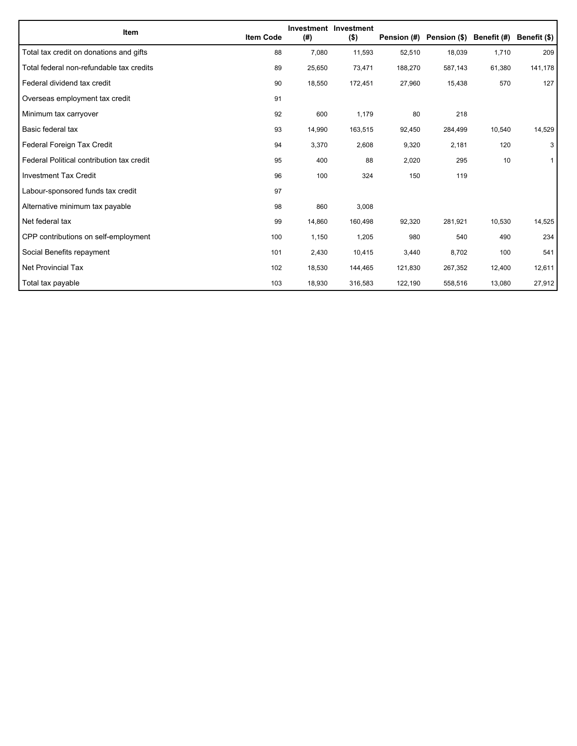| Item | Item Code | Investment (#) | Investment ($) | Pension (#) | Pension ($) | Benefit (#) | Benefit ($) |
| --- | --- | --- | --- | --- | --- | --- | --- |
| Total tax credit on donations and gifts | 88 | 7,080 | 11,593 | 52,510 | 18,039 | 1,710 | 209 |
| Total federal non-refundable tax credits | 89 | 25,650 | 73,471 | 188,270 | 587,143 | 61,380 | 141,178 |
| Federal dividend tax credit | 90 | 18,550 | 172,451 | 27,960 | 15,438 | 570 | 127 |
| Overseas employment tax credit | 91 | | | | | | |
| Minimum tax carryover | 92 | 600 | 1,179 | 80 | 218 | | |
| Basic federal tax | 93 | 14,990 | 163,515 | 92,450 | 284,499 | 10,540 | 14,529 |
| Federal Foreign Tax Credit | 94 | 3,370 | 2,608 | 9,320 | 2,181 | 120 | 3 |
| Federal Political contribution tax credit | 95 | 400 | 88 | 2,020 | 295 | 10 | 1 |
| Investment Tax Credit | 96 | 100 | 324 | 150 | 119 | | |
| Labour-sponsored funds tax credit | 97 | | | | | | |
| Alternative minimum tax payable | 98 | 860 | 3,008 | | | | |
| Net federal tax | 99 | 14,860 | 160,498 | 92,320 | 281,921 | 10,530 | 14,525 |
| CPP contributions on self-employment | 100 | 1,150 | 1,205 | 980 | 540 | 490 | 234 |
| Social Benefits repayment | 101 | 2,430 | 10,415 | 3,440 | 8,702 | 100 | 541 |
| Net Provincial Tax | 102 | 18,530 | 144,465 | 121,830 | 267,352 | 12,400 | 12,611 |
| Total tax payable | 103 | 18,930 | 316,583 | 122,190 | 558,516 | 13,080 | 27,912 |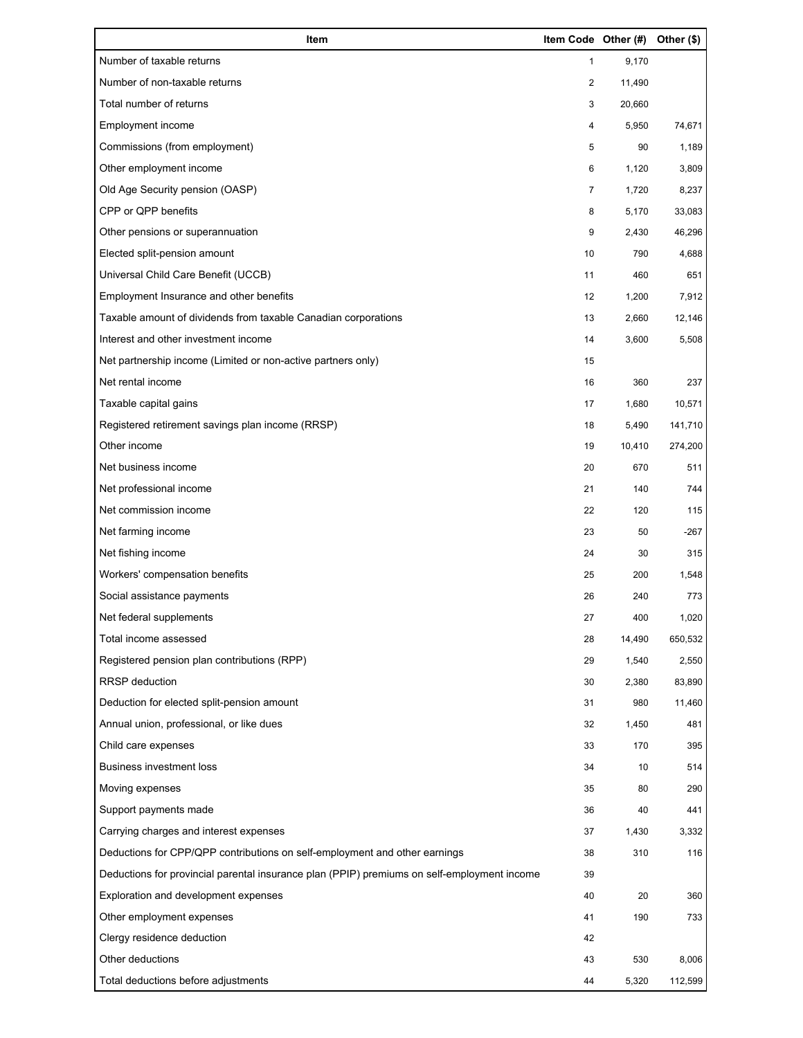| Item | Item Code | Other (#) | Other ($) |
|---|---|---|---|
| Number of taxable returns | 1 | 9,170 | |
| Number of non-taxable returns | 2 | 11,490 | |
| Total number of returns | 3 | 20,660 | |
| Employment income | 4 | 5,950 | 74,671 |
| Commissions (from employment) | 5 | 90 | 1,189 |
| Other employment income | 6 | 1,120 | 3,809 |
| Old Age Security pension (OASP) | 7 | 1,720 | 8,237 |
| CPP or QPP benefits | 8 | 5,170 | 33,083 |
| Other pensions or superannuation | 9 | 2,430 | 46,296 |
| Elected split-pension amount | 10 | 790 | 4,688 |
| Universal Child Care Benefit (UCCB) | 11 | 460 | 651 |
| Employment Insurance and other benefits | 12 | 1,200 | 7,912 |
| Taxable amount of dividends from taxable Canadian corporations | 13 | 2,660 | 12,146 |
| Interest and other investment income | 14 | 3,600 | 5,508 |
| Net partnership income (Limited or non-active partners only) | 15 | | |
| Net rental income | 16 | 360 | 237 |
| Taxable capital gains | 17 | 1,680 | 10,571 |
| Registered retirement savings plan income (RRSP) | 18 | 5,490 | 141,710 |
| Other income | 19 | 10,410 | 274,200 |
| Net business income | 20 | 670 | 511 |
| Net professional income | 21 | 140 | 744 |
| Net commission income | 22 | 120 | 115 |
| Net farming income | 23 | 50 | -267 |
| Net fishing income | 24 | 30 | 315 |
| Workers' compensation benefits | 25 | 200 | 1,548 |
| Social assistance payments | 26 | 240 | 773 |
| Net federal supplements | 27 | 400 | 1,020 |
| Total income assessed | 28 | 14,490 | 650,532 |
| Registered pension plan contributions (RPP) | 29 | 1,540 | 2,550 |
| RRSP deduction | 30 | 2,380 | 83,890 |
| Deduction for elected split-pension amount | 31 | 980 | 11,460 |
| Annual union, professional, or like dues | 32 | 1,450 | 481 |
| Child care expenses | 33 | 170 | 395 |
| Business investment loss | 34 | 10 | 514 |
| Moving expenses | 35 | 80 | 290 |
| Support payments made | 36 | 40 | 441 |
| Carrying charges and interest expenses | 37 | 1,430 | 3,332 |
| Deductions for CPP/QPP contributions on self-employment and other earnings | 38 | 310 | 116 |
| Deductions for provincial parental insurance plan (PPIP) premiums on self-employment income | 39 | | |
| Exploration and development expenses | 40 | 20 | 360 |
| Other employment expenses | 41 | 190 | 733 |
| Clergy residence deduction | 42 | | |
| Other deductions | 43 | 530 | 8,006 |
| Total deductions before adjustments | 44 | 5,320 | 112,599 |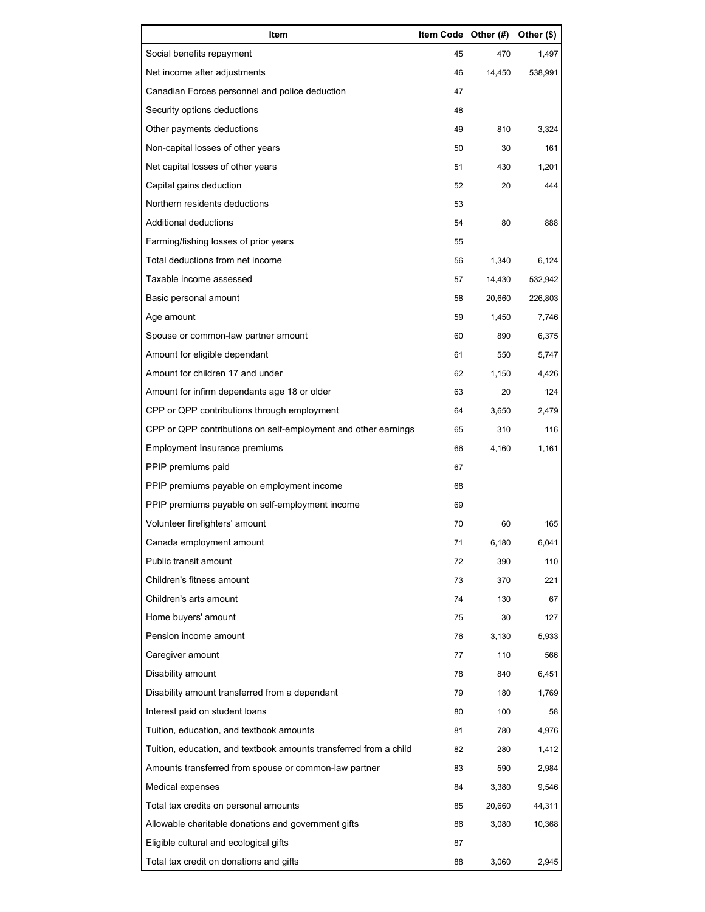| Item | Item Code | Other (#) | Other ($) |
| --- | --- | --- | --- |
| Social benefits repayment | 45 | 470 | 1,497 |
| Net income after adjustments | 46 | 14,450 | 538,991 |
| Canadian Forces personnel and police deduction | 47 | | |
| Security options deductions | 48 | | |
| Other payments deductions | 49 | 810 | 3,324 |
| Non-capital losses of other years | 50 | 30 | 161 |
| Net capital losses of other years | 51 | 430 | 1,201 |
| Capital gains deduction | 52 | 20 | 444 |
| Northern residents deductions | 53 | | |
| Additional deductions | 54 | 80 | 888 |
| Farming/fishing losses of prior years | 55 | | |
| Total deductions from net income | 56 | 1,340 | 6,124 |
| Taxable income assessed | 57 | 14,430 | 532,942 |
| Basic personal amount | 58 | 20,660 | 226,803 |
| Age amount | 59 | 1,450 | 7,746 |
| Spouse or common-law partner amount | 60 | 890 | 6,375 |
| Amount for eligible dependant | 61 | 550 | 5,747 |
| Amount for children 17 and under | 62 | 1,150 | 4,426 |
| Amount for infirm dependants age 18 or older | 63 | 20 | 124 |
| CPP or QPP contributions through employment | 64 | 3,650 | 2,479 |
| CPP or QPP contributions on self-employment and other earnings | 65 | 310 | 116 |
| Employment Insurance premiums | 66 | 4,160 | 1,161 |
| PPIP premiums paid | 67 | | |
| PPIP premiums payable on employment income | 68 | | |
| PPIP premiums payable on self-employment income | 69 | | |
| Volunteer firefighters' amount | 70 | 60 | 165 |
| Canada employment amount | 71 | 6,180 | 6,041 |
| Public transit amount | 72 | 390 | 110 |
| Children's fitness amount | 73 | 370 | 221 |
| Children's arts amount | 74 | 130 | 67 |
| Home buyers' amount | 75 | 30 | 127 |
| Pension income amount | 76 | 3,130 | 5,933 |
| Caregiver amount | 77 | 110 | 566 |
| Disability amount | 78 | 840 | 6,451 |
| Disability amount transferred from a dependant | 79 | 180 | 1,769 |
| Interest paid on student loans | 80 | 100 | 58 |
| Tuition, education, and textbook amounts | 81 | 780 | 4,976 |
| Tuition, education, and textbook amounts transferred from a child | 82 | 280 | 1,412 |
| Amounts transferred from spouse or common-law partner | 83 | 590 | 2,984 |
| Medical expenses | 84 | 3,380 | 9,546 |
| Total tax credits on personal amounts | 85 | 20,660 | 44,311 |
| Allowable charitable donations and government gifts | 86 | 3,080 | 10,368 |
| Eligible cultural and ecological gifts | 87 | | |
| Total tax credit on donations and gifts | 88 | 3,060 | 2,945 |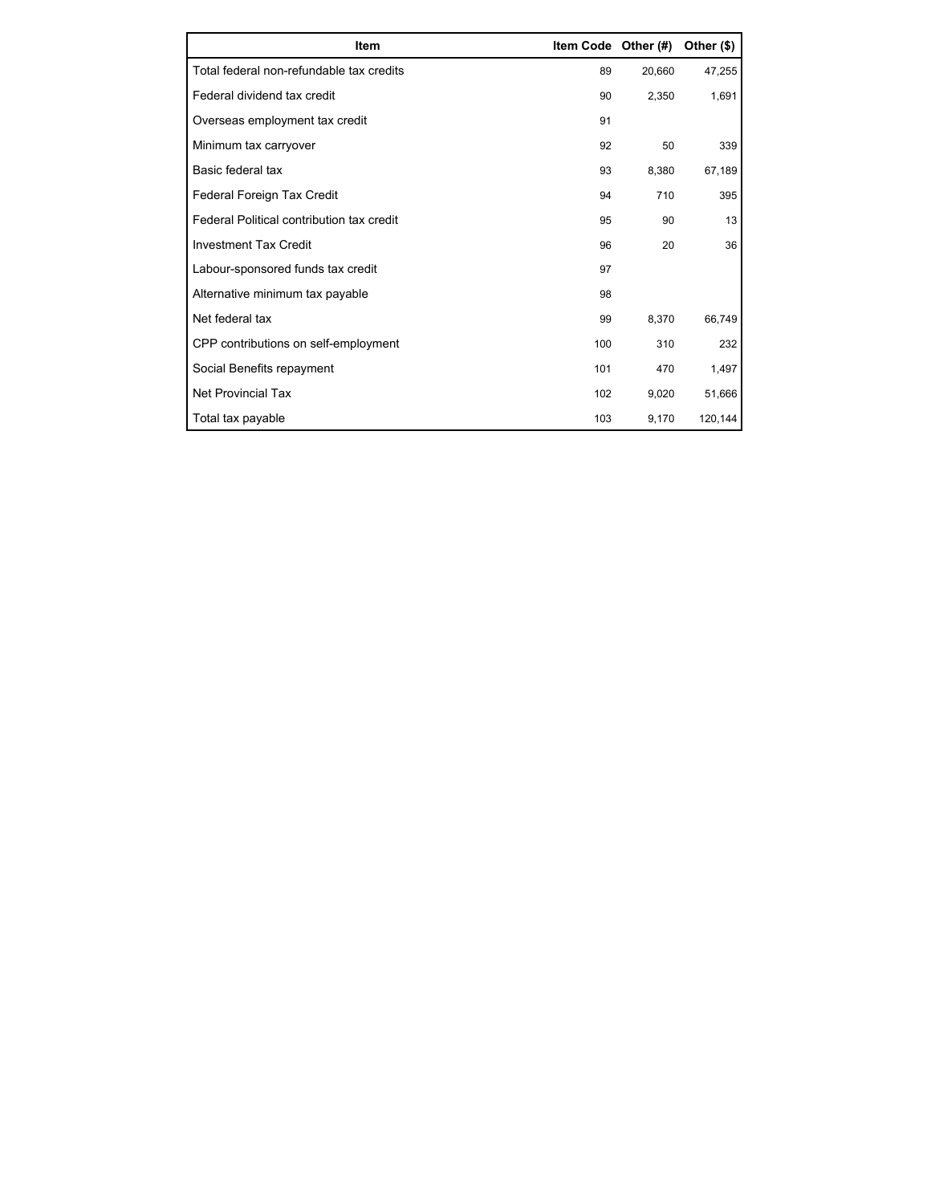| Item | Item Code | Other (#) | Other ($) |
| --- | --- | --- | --- |
| Total federal non-refundable tax credits | 89 | 20,660 | 47,255 |
| Federal dividend tax credit | 90 | 2,350 | 1,691 |
| Overseas employment tax credit | 91 | | |
| Minimum tax carryover | 92 | 50 | 339 |
| Basic federal tax | 93 | 8,380 | 67,189 |
| Federal Foreign Tax Credit | 94 | 710 | 395 |
| Federal Political contribution tax credit | 95 | 90 | 13 |
| Investment Tax Credit | 96 | 20 | 36 |
| Labour-sponsored funds tax credit | 97 | | |
| Alternative minimum tax payable | 98 | | |
| Net federal tax | 99 | 8,370 | 66,749 |
| CPP contributions on self-employment | 100 | 310 | 232 |
| Social Benefits repayment | 101 | 470 | 1,497 |
| Net Provincial Tax | 102 | 9,020 | 51,666 |
| Total tax payable | 103 | 9,170 | 120,144 |